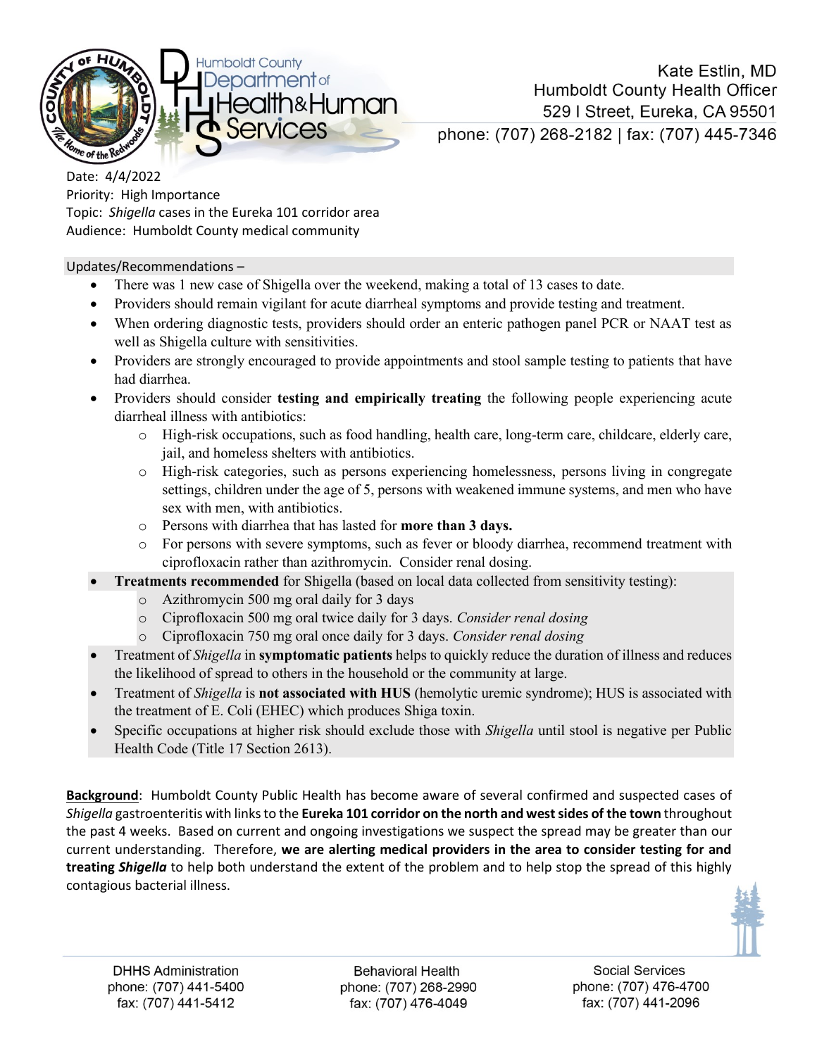Humboldt County Department of Health & Human Services

Kate Estlin, MD
Humboldt County Health Officer
529 I Street, Eureka, CA 95501
phone: (707) 268-2182 | fax: (707) 445-7346

Date: 4/4/2022
Priority: High Importance
Topic: *Shigella* cases in the Eureka 101 corridor area
Audience: Humboldt County medical community

Updates/Recommendations –

- There was 1 new case of Shigella over the weekend, making a total of 13 cases to date.
- Providers should remain vigilant for acute diarrheal symptoms and provide testing and treatment.
- When ordering diagnostic tests, providers should order an enteric pathogen panel PCR or NAAT test as well as Shigella culture with sensitivities.
- Providers are strongly encouraged to provide appointments and stool sample testing to patients that have had diarrhea.
- Providers should consider **testing and empirically treating** the following people experiencing acute diarrheal illness with antibiotics:
    - High-risk occupations, such as food handling, health care, long-term care, childcare, elderly care, jail, and homeless shelters with antibiotics.
    - High-risk categories, such as persons experiencing homelessness, persons living in congregate settings, children under the age of 5, persons with weakened immune systems, and men who have sex with men, with antibiotics.
    - Persons with diarrhea that has lasted for **more than 3 days.**
    - For persons with severe symptoms, such as fever or bloody diarrhea, recommend treatment with ciprofloxacin rather than azithromycin. Consider renal dosing.
- **Treatments recommended** for Shigella (based on local data collected from sensitivity testing):
    - Azithromycin 500 mg oral daily for 3 days
    - Ciprofloxacin 500 mg oral twice daily for 3 days. *Consider renal dosing*
    - Ciprofloxacin 750 mg oral once daily for 3 days. *Consider renal dosing*
- Treatment of *Shigella* in **symptomatic patients** helps to quickly reduce the duration of illness and reduces the likelihood of spread to others in the household or the community at large.
- Treatment of *Shigella* is **not associated with HUS** (hemolytic uremic syndrome); HUS is associated with the treatment of E. Coli (EHEC) which produces Shiga toxin.
- Specific occupations at higher risk should exclude those with *Shigella* until stool is negative per Public Health Code (Title 17 Section 2613).

**Background**: Humboldt County Public Health has become aware of several confirmed and suspected cases of *Shigella* gastroenteritis with links to the **Eureka 101 corridor on the north and west sides of the town** throughout the past 4 weeks. Based on current and ongoing investigations we suspect the spread may be greater than our current understanding. Therefore, **we are alerting medical providers in the area to consider testing for and treating *Shigella*** to help both understand the extent of the problem and to help stop the spread of this highly contagious bacterial illness.

DHHS Administration
phone: (707) 441-5400
fax: (707) 441-5412

Behavioral Health
phone: (707) 268-2990
fax: (707) 476-4049

Social Services
phone: (707) 476-4700
fax: (707) 441-2096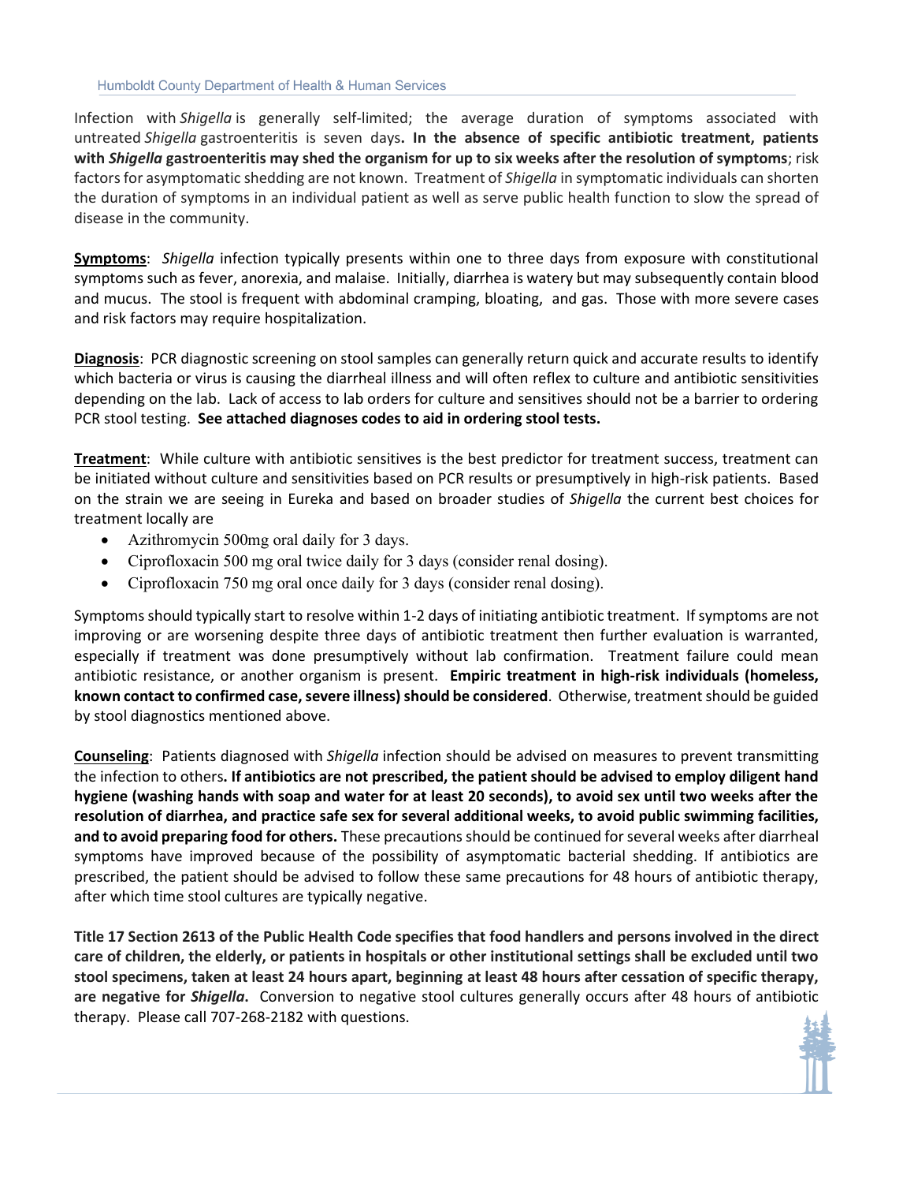Infection with *Shigella* is generally self-limited; the average duration of symptoms associated with untreated *Shigella* gastroenteritis is seven days**. In the absence of specific antibiotic treatment, patients with *Shigella* gastroenteritis may shed the organism for up to six weeks after the resolution of symptoms**; risk factors for asymptomatic shedding are not known. Treatment of *Shigella* in symptomatic individuals can shorten the duration of symptoms in an individual patient as well as serve public health function to slow the spread of disease in the community.

**<u>Symptoms</u>**: *Shigella* infection typically presents within one to three days from exposure with constitutional symptoms such as fever, anorexia, and malaise. Initially, diarrhea is watery but may subsequently contain blood and mucus. The stool is frequent with abdominal cramping, bloating, and gas. Those with more severe cases and risk factors may require hospitalization.

**<u>Diagnosis</u>**: PCR diagnostic screening on stool samples can generally return quick and accurate results to identify which bacteria or virus is causing the diarrheal illness and will often reflex to culture and antibiotic sensitivities depending on the lab. Lack of access to lab orders for culture and sensitives should not be a barrier to ordering PCR stool testing. **See attached diagnoses codes to aid in ordering stool tests.**

**<u>Treatment</u>**: While culture with antibiotic sensitives is the best predictor for treatment success, treatment can be initiated without culture and sensitivities based on PCR results or presumptively in high-risk patients. Based on the strain we are seeing in Eureka and based on broader studies of *Shigella* the current best choices for treatment locally are

- Azithromycin 500mg oral daily for 3 days.
- Ciprofloxacin 500 mg oral twice daily for 3 days (consider renal dosing).
- Ciprofloxacin 750 mg oral once daily for 3 days (consider renal dosing).

Symptoms should typically start to resolve within 1-2 days of initiating antibiotic treatment. If symptoms are not improving or are worsening despite three days of antibiotic treatment then further evaluation is warranted, especially if treatment was done presumptively without lab confirmation. Treatment failure could mean antibiotic resistance, or another organism is present. **Empiric treatment in high-risk individuals (homeless, known contact to confirmed case, severe illness) should be considered**. Otherwise, treatment should be guided by stool diagnostics mentioned above.

**<u>Counseling</u>**: Patients diagnosed with *Shigella* infection should be advised on measures to prevent transmitting the infection to others**. If antibiotics are not prescribed, the patient should be advised to employ diligent hand hygiene (washing hands with soap and water for at least 20 seconds), to avoid sex until two weeks after the resolution of diarrhea, and practice safe sex for several additional weeks, to avoid public swimming facilities, and to avoid preparing food for others.** These precautions should be continued for several weeks after diarrheal symptoms have improved because of the possibility of asymptomatic bacterial shedding. If antibiotics are prescribed, the patient should be advised to follow these same precautions for 48 hours of antibiotic therapy, after which time stool cultures are typically negative.

**Title 17 Section 2613 of the Public Health Code specifies that food handlers and persons involved in the direct care of children, the elderly, or patients in hospitals or other institutional settings shall be excluded until two stool specimens, taken at least 24 hours apart, beginning at least 48 hours after cessation of specific therapy, are negative for *Shigella*.** Conversion to negative stool cultures generally occurs after 48 hours of antibiotic therapy. Please call 707-268-2182 with questions.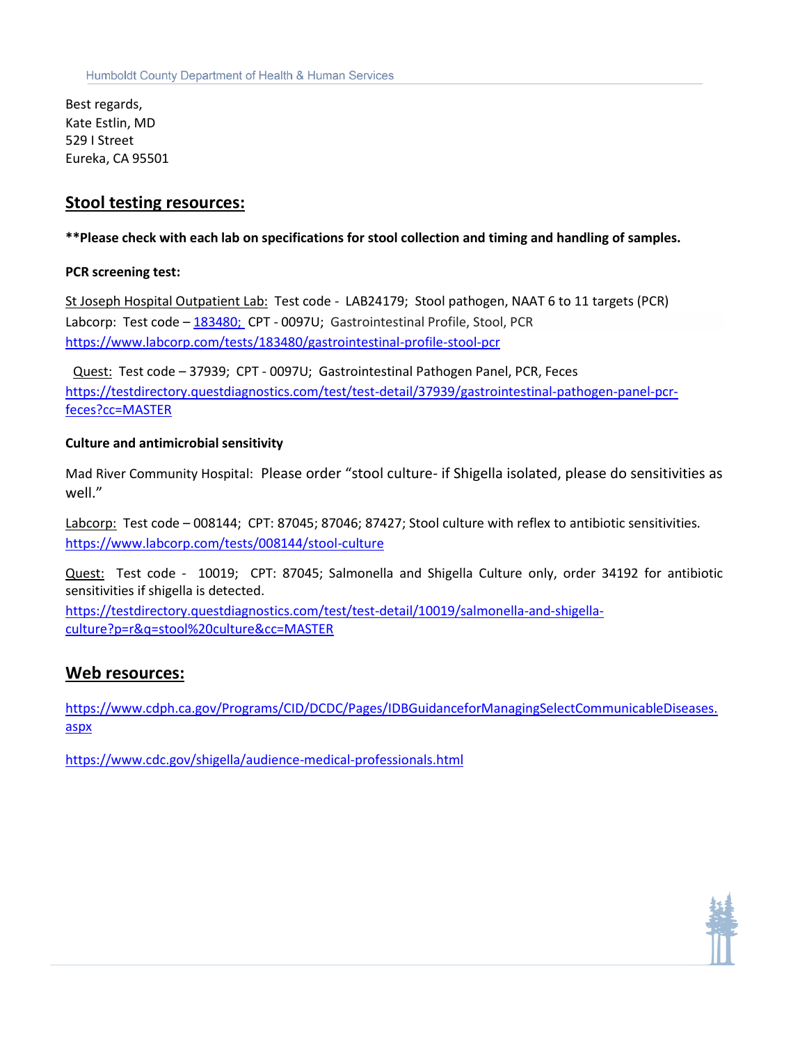Best regards,
Kate Estlin, MD
529 I Street
Eureka, CA 95501

## Stool testing resources:

**\*\*Please check with each lab on specifications for stool collection and timing and handling of samples.**

**PCR screening test:**

St Joseph Hospital Outpatient Lab: Test code - LAB24179; Stool pathogen, NAAT 6 to 11 targets (PCR)

Labcorp: Test code – 183480; CPT - 0097U; Gastrointestinal Profile, Stool, PCR
https://www.labcorp.com/tests/183480/gastrointestinal-profile-stool-pcr

Quest: Test code – 37939; CPT - 0097U; Gastrointestinal Pathogen Panel, PCR, Feces
https://testdirectory.questdiagnostics.com/test/test-detail/37939/gastrointestinal-pathogen-panel-pcr-feces?cc=MASTER

**Culture and antimicrobial sensitivity**

Mad River Community Hospital: Please order "stool culture- if Shigella isolated, please do sensitivities as well."

Labcorp: Test code – 008144; CPT: 87045; 87046; 87427; Stool culture with reflex to antibiotic sensitivities.
https://www.labcorp.com/tests/008144/stool-culture

Quest: Test code - 10019; CPT: 87045; Salmonella and Shigella Culture only, order 34192 for antibiotic sensitivities if shigella is detected.
https://testdirectory.questdiagnostics.com/test/test-detail/10019/salmonella-and-shigella-culture?p=r&q=stool%20culture&cc=MASTER

## Web resources:

https://www.cdph.ca.gov/Programs/CID/DCDC/Pages/IDBGuidanceforManagingSelectCommunicableDiseases.aspx

https://www.cdc.gov/shigella/audience-medical-professionals.html